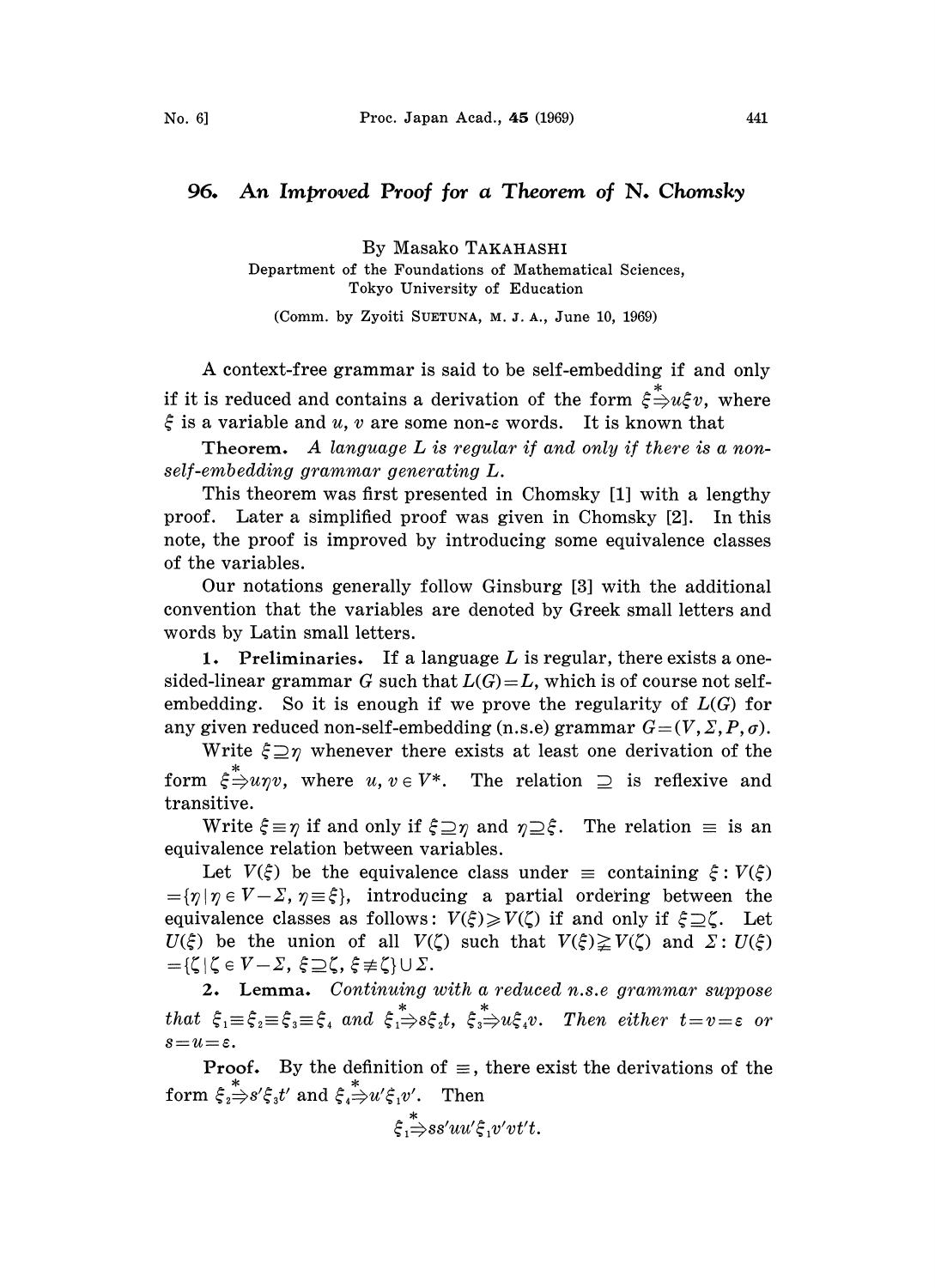# 96. An Improved Proof for a Theorem of N. Chomsky

By Masako TAKAHASHI

Department of the Foundations of Mathematical Sciences, Tokyo University of Education

(Comm. by Zyoiti SUETUNA, M. J. A., June 10, 1969)

A context-free grammar is said to be self-embedding if and only if it is reduced and contains a derivation of the form $\xi \overset{*}{\Rightarrow} u\xi v$, where $\xi$ is a variable and $u$, $v$ are some non-$\varepsilon$ words. It is known that

**Theorem.** *A language $L$ is regular if and only if there is a non-self-embedding grammar generating $L$.*

This theorem was first presented in Chomsky [1] with a lengthy proof. Later a simplified proof was given in Chomsky [2]. In this note, the proof is improved by introducing some equivalence classes of the variables.

Our notations generally follow Ginsburg [3] with the additional convention that the variables are denoted by Greek small letters and words by Latin small letters.

**1. Preliminaries.** If a language $L$ is regular, there exists a one-sided-linear grammar $G$ such that $L(G)=L$, which is of course not self-embedding. So it is enough if we prove the regularity of $L(G)$ for any given reduced non-self-embedding (n.s.e) grammar $G=(V, \Sigma, P, \sigma)$.

Write $\xi \supseteq \eta$ whenever there exists at least one derivation of the form $\xi \overset{*}{\Rightarrow} u\eta v$, where $u, v \in V^*$. The relation $\supseteq$ is reflexive and transitive.

Write $\xi \equiv \eta$ if and only if $\xi \supseteq \eta$ and $\eta \supseteq \xi$. The relation $\equiv$ is an equivalence relation between variables.

Let $V(\xi)$ be the equivalence class under $\equiv$ containing $\xi : V(\xi) = \{\eta \mid \eta \in V-\Sigma, \eta \equiv \xi\}$, introducing a partial ordering between the equivalence classes as follows: $V(\xi) \geqslant V(\zeta)$ if and only if $\xi \supseteq \zeta$. Let $U(\xi)$ be the union of all $V(\zeta)$ such that $V(\xi) \gneqq V(\zeta)$ and $\Sigma : U(\xi) = \{\zeta \mid \zeta \in V-\Sigma, \xi \supseteq \zeta, \xi \not\equiv \zeta\} \cup \Sigma$.

**2. Lemma.** *Continuing with a reduced n.s.e grammar suppose that $\xi_1 \equiv \xi_2 \equiv \xi_3 \equiv \xi_4$ and $\xi_1 \overset{*}{\Rightarrow} s\xi_2 t$, $\xi_3 \overset{*}{\Rightarrow} u\xi_4 v$. Then either $t=v=\varepsilon$ or $s=u=\varepsilon$.*

**Proof.** By the definition of $\equiv$, there exist the derivations of the form $\xi_2 \overset{*}{\Rightarrow} s'\xi_3 t'$ and $\xi_4 \overset{*}{\Rightarrow} u'\xi_1 v'$. Then

$$\xi_1 \overset{*}{\Rightarrow} ss'uu'\xi_1 v'vt't.$$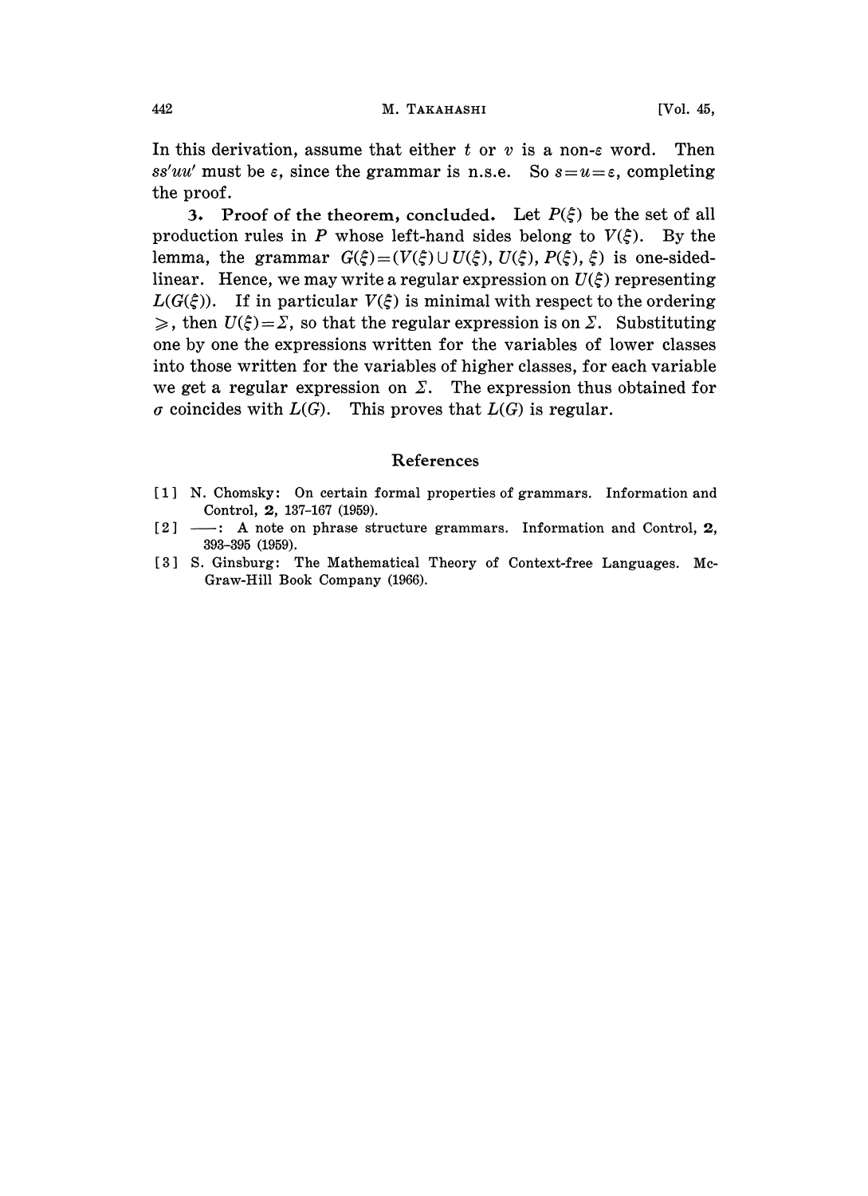In this derivation, assume that either $t$ or $v$ is a non-$\varepsilon$ word. Then $ss'uu'$ must be $\varepsilon$, since the grammar is n.s.e. So $s=u=\varepsilon$, completing the proof.

**3. Proof of the theorem, concluded.** Let $P(\xi)$ be the set of all production rules in $P$ whose left-hand sides belong to $V(\xi)$. By the lemma, the grammar $G(\xi)=(V(\xi)\cup U(\xi), U(\xi), P(\xi), \xi)$ is one-sided-linear. Hence, we may write a regular expression on $U(\xi)$ representing $L(G(\xi))$. If in particular $V(\xi)$ is minimal with respect to the ordering $\geqslant$, then $U(\xi)=\Sigma$, so that the regular expression is on $\Sigma$. Substituting one by one the expressions written for the variables of lower classes into those written for the variables of higher classes, for each variable we get a regular expression on $\Sigma$. The expression thus obtained for $\sigma$ coincides with $L(G)$. This proves that $L(G)$ is regular.

## References

[1] N. Chomsky: On certain formal properties of grammars. Information and Control, **2**, 137–167 (1959).

[2] ——: A note on phrase structure grammars. Information and Control, **2**, 393–395 (1959).

[3] S. Ginsburg: The Mathematical Theory of Context-free Languages. McGraw-Hill Book Company (1966).